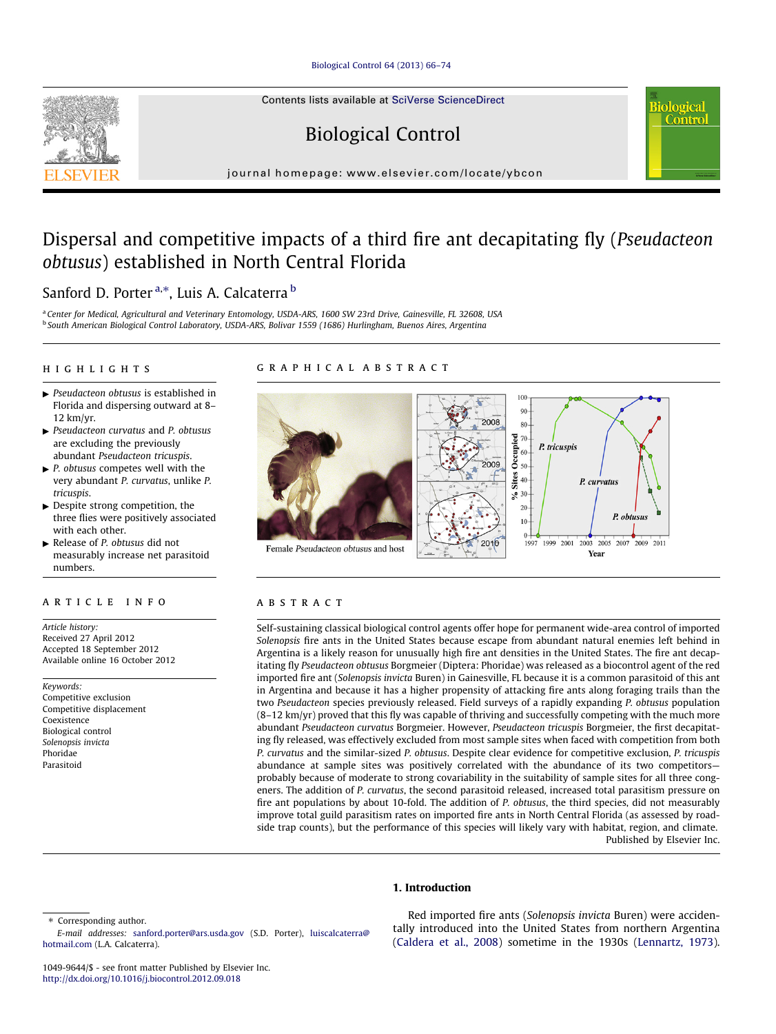# Dispersal and competitive impacts of a third fire ant decapitating fly (*Pseudacteon obtusus*) established in North Central Florida

Sanford D. Porter [a,*], Luis A. Calcaterra [b]

[a] Center for Medical, Agricultural and Veterinary Entomology, USDA-ARS, 1600 SW 23rd Drive, Gainesville, FL 32608, USA
[b] South American Biological Control Laboratory, USDA-ARS, Bolivar 1559 (1686) Hurlingham, Buenos Aires, Argentina

## HIGHLIGHTS

- *Pseudacteon obtusus* is established in Florida and dispersing outward at 8–12 km/yr.
- *Pseudacteon curvatus* and *P. obtusus* are excluding the previously abundant *Pseudacteon tricuspis*.
- *P. obtusus* competes well with the very abundant *P. curvatus*, unlike *P. tricuspis*.
- Despite strong competition, the three flies were positively associated with each other.
- Release of *P. obtusus* did not measurably increase net parasitoid numbers.

## GRAPHICAL ABSTRACT

Female *Pseudacteon obtusus* and host

## ARTICLE INFO

*Article history:*
Received 27 April 2012
Accepted 18 September 2012
Available online 16 October 2012

*Keywords:*
Competitive exclusion
Competitive displacement
Coexistence
Biological control
*Solenopsis invicta*
Phoridae
Parasitoid

## ABSTRACT

Self-sustaining classical biological control agents offer hope for permanent wide-area control of imported *Solenopsis* fire ants in the United States because escape from abundant natural enemies left behind in Argentina is a likely reason for unusually high fire ant densities in the United States. The fire ant decapitating fly *Pseudacteon obtusus* Borgmeier (Diptera: Phoridae) was released as a biocontrol agent of the red imported fire ant (*Solenopsis invicta* Buren) in Gainesville, FL because it is a common parasitoid of this ant in Argentina and because it has a higher propensity of attacking fire ants along foraging trails than the two *Pseudacteon* species previously released. Field surveys of a rapidly expanding *P. obtusus* population (8–12 km/yr) proved that this fly was capable of thriving and successfully competing with the much more abundant *Pseudacteon curvatus* Borgmeier. However, *Pseudacteon tricuspis* Borgmeier, the first decapitating fly released, was effectively excluded from most sample sites when faced with competition from both *P. curvatus* and the similar-sized *P. obtusus*. Despite clear evidence for competitive exclusion, *P. tricuspis* abundance at sample sites was positively correlated with the abundance of its two competitors—probably because of moderate to strong covariability in the suitability of sample sites for all three congeners. The addition of *P. curvatus*, the second parasitoid released, increased total parasitism pressure on fire ant populations by about 10-fold. The addition of *P. obtusus*, the third species, did not measurably improve total guild parasitism rates on imported fire ants in North Central Florida (as assessed by roadside trap counts), but the performance of this species will likely vary with habitat, region, and climate.

Published by Elsevier Inc.

## 1. Introduction

Red imported fire ants (*Solenopsis invicta* Buren) were accidentally introduced into the United States from northern Argentina (Caldera et al., 2008) sometime in the 1930s (Lennartz, 1973).

---

* Corresponding author.
*E-mail addresses:* sanford.porter@ars.usda.gov (S.D. Porter), luiscalcaterra@hotmail.com (L.A. Calcaterra).

1049-9644/$ - see front matter Published by Elsevier Inc.
http://dx.doi.org/10.1016/j.biocontrol.2012.09.018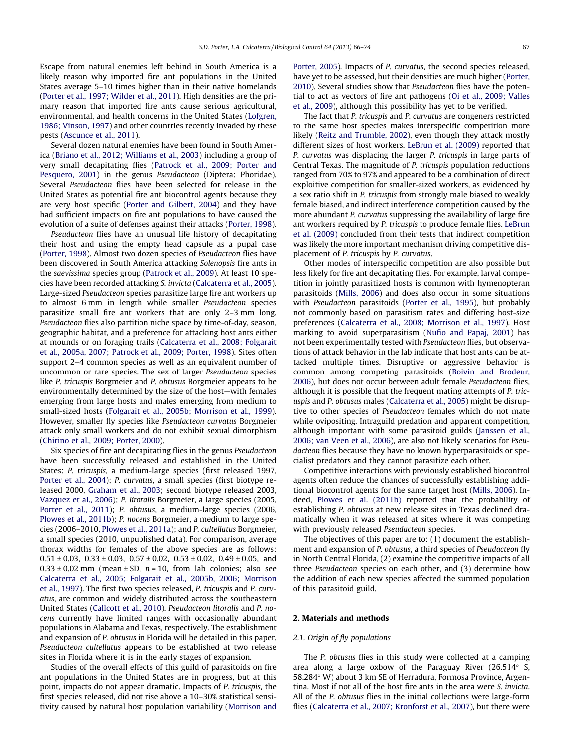Escape from natural enemies left behind in South America is a likely reason why imported fire ant populations in the United States average 5–10 times higher than in their native homelands (Porter et al., 1997; Wilder et al., 2011). High densities are the primary reason that imported fire ants cause serious agricultural, environmental, and health concerns in the United States (Lofgren, 1986; Vinson, 1997) and other countries recently invaded by these pests (Ascunce et al., 2011).

Several dozen natural enemies have been found in South America (Briano et al., 2012; Williams et al., 2003) including a group of very small decapitating flies (Patrock et al., 2009; Porter and Pesquero, 2001) in the genus *Pseudacteon* (Diptera: Phoridae). Several *Pseudacteon* flies have been selected for release in the United States as potential fire ant biocontrol agents because they are very host specific (Porter and Gilbert, 2004) and they have had sufficient impacts on fire ant populations to have caused the evolution of a suite of defenses against their attacks (Porter, 1998).

*Pseudacteon* flies have an unusual life history of decapitating their host and using the empty head capsule as a pupal case (Porter, 1998). Almost two dozen species of *Pseudacteon* flies have been discovered in South America attacking *Solenopsis* fire ants in the *saevissima* species group (Patrock et al., 2009). At least 10 species have been recorded attacking *S. invicta* (Calcaterra et al., 2005). Large-sized *Pseudacteon* species parasitize large fire ant workers up to almost 6 mm in length while smaller *Pseudacteon* species parasitize small fire ant workers that are only 2–3 mm long. *Pseudacteon* flies also partition niche space by time-of-day, season, geographic habitat, and a preference for attacking host ants either at mounds or on foraging trails (Calcaterra et al., 2008; Folgarait et al., 2005a, 2007; Patrock et al., 2009; Porter, 1998). Sites often support 2–4 common species as well as an equivalent number of uncommon or rare species. The sex of larger *Pseudacteon* species like *P. tricuspis* Borgmeier and *P. obtusus* Borgmeier appears to be environmentally determined by the size of the host—with females emerging from large hosts and males emerging from medium to small-sized hosts (Folgarait et al., 2005b; Morrison et al., 1999). However, smaller fly species like *Pseudacteon curvatus* Borgmeier attack only small workers and do not exhibit sexual dimorphism (Chirino et al., 2009; Porter, 2000).

Six species of fire ant decapitating flies in the genus *Pseudacteon* have been successfully released and established in the United States: *P. tricuspis*, a medium-large species (first released 1997, Porter et al., 2004); *P. curvatus*, a small species (first biotype released 2000, Graham et al., 2003; second biotype released 2003, Vazquez et al., 2006); *P. litoralis* Borgmeier, a large species (2005, Porter et al., 2011); *P. obtusus*, a medium-large species (2006, Plowes et al., 2011b); *P. nocens* Borgmeier, a medium to large species (2006–2010, Plowes et al., 2011a); and *P. cultellatus* Borgmeier, a small species (2010, unpublished data). For comparison, average thorax widths for females of the above species are as follows: $0.51 \pm 0.03$, $0.33 \pm 0.03$, $0.57 \pm 0.02$, $0.53 \pm 0.02$, $0.49 \pm 0.05$, and $0.33 \pm 0.02$ mm (mean ± SD, $n = 10$, from lab colonies; also see Calcaterra et al., 2005; Folgarait et al., 2005b, 2006; Morrison et al., 1997). The first two species released, *P. tricuspis* and *P. curvatus*, are common and widely distributed across the southeastern United States (Callcott et al., 2010). *Pseudacteon litoralis* and *P. nocens* currently have limited ranges with occasionally abundant populations in Alabama and Texas, respectively. The establishment and expansion of *P. obtusus* in Florida will be detailed in this paper. *Pseudacteon cultellatus* appears to be established at two release sites in Florida where it is in the early stages of expansion.

Studies of the overall effects of this guild of parasitoids on fire ant populations in the United States are in progress, but at this point, impacts do not appear dramatic. Impacts of *P. tricuspis*, the first species released, did not rise above a 10–30% statistical sensitivity caused by natural host population variability (Morrison and Porter, 2005). Impacts of *P. curvatus*, the second species released, have yet to be assessed, but their densities are much higher (Porter, 2010). Several studies show that *Pseudacteon* flies have the potential to act as vectors of fire ant pathogens (Oi et al., 2009; Valles et al., 2009), although this possibility has yet to be verified.

The fact that *P. tricuspis* and *P. curvatus* are congeners restricted to the same host species makes interspecific competition more likely (Reitz and Trumble, 2002), even though they attack mostly different sizes of host workers. LeBrun et al. (2009) reported that *P. curvatus* was displacing the larger *P. tricuspis* in large parts of Central Texas. The magnitude of *P. tricuspis* population reductions ranged from 70% to 97% and appeared to be a combination of direct exploitive competition for smaller-sized workers, as evidenced by a sex ratio shift in *P. tricuspis* from strongly male biased to weakly female biased, and indirect interference competition caused by the more abundant *P. curvatus* suppressing the availability of large fire ant workers required by *P. tricuspis* to produce female flies. LeBrun et al. (2009) concluded from their tests that indirect competition was likely the more important mechanism driving competitive displacement of *P. tricuspis* by *P. curvatus*.

Other modes of interspecific competition are also possible but less likely for fire ant decapitating flies. For example, larval competition in jointly parasitized hosts is common with hymenopteran parasitoids (Mills, 2006) and does also occur in some situations with *Pseudacteon* parasitoids (Porter et al., 1995), but probably not commonly based on parasitism rates and differing host-size preferences (Calcaterra et al., 2008; Morrison et al., 1997). Host marking to avoid superparasitism (Nufio and Papaj, 2001) has not been experimentally tested with *Pseudacteon* flies, but observations of attack behavior in the lab indicate that host ants can be attacked multiple times. Disruptive or aggressive behavior is common among competing parasitoids (Boivin and Brodeur, 2006), but does not occur between adult female *Pseudacteon* flies, although it is possible that the frequent mating attempts of *P. tricuspis* and *P. obtusus* males (Calcaterra et al., 2005) might be disruptive to other species of *Pseudacteon* females which do not mate while ovipositing. Intraguild predation and apparent competition, although important with some parasitoid guilds (Janssen et al., 2006; van Veen et al., 2006), are also not likely scenarios for *Pseudacteon* flies because they have no known hyperparasitoids or specialist predators and they cannot parasitize each other.

Competitive interactions with previously established biocontrol agents often reduce the chances of successfully establishing additional biocontrol agents for the same target host (Mills, 2006). Indeed, Plowes et al. (2011b) reported that the probability of establishing *P. obtusus* at new release sites in Texas declined dramatically when it was released at sites where it was competing with previously released *Pseudacteon* species.

The objectives of this paper are to: (1) document the establishment and expansion of *P. obtusus*, a third species of *Pseudacteon* fly in North Central Florida, (2) examine the competitive impacts of all three *Pseudacteon* species on each other, and (3) determine how the addition of each new species affected the summed population of this parasitoid guild.

## 2. Materials and methods

### 2.1. Origin of fly populations

The *P. obtusus* flies in this study were collected at a camping area along a large oxbow of the Paraguay River (26.514° S, 58.284° W) about 3 km SE of Herradura, Formosa Province, Argentina. Most if not all of the host fire ants in the area were *S. invicta*. All of the *P. obtusus* flies in the initial collections were large-form flies (Calcaterra et al., 2007; Kronforst et al., 2007), but there were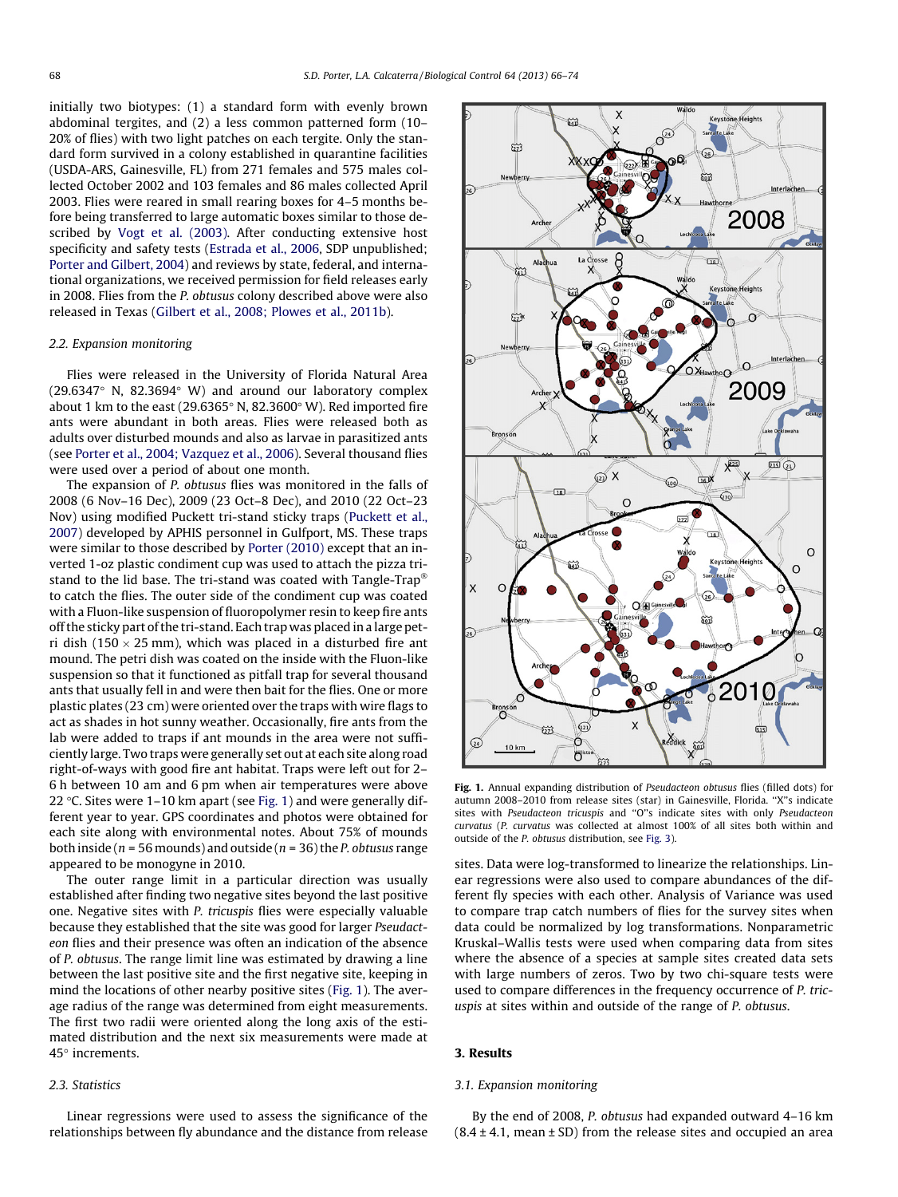initially two biotypes: (1) a standard form with evenly brown abdominal tergites, and (2) a less common patterned form (10–20% of flies) with two light patches on each tergite. Only the standard form survived in a colony established in quarantine facilities (USDA-ARS, Gainesville, FL) from 271 females and 575 males collected October 2002 and 103 females and 86 males collected April 2003. Flies were reared in small rearing boxes for 4–5 months before being transferred to large automatic boxes similar to those described by Vogt et al. (2003). After conducting extensive host specificity and safety tests (Estrada et al., 2006, SDP unpublished; Porter and Gilbert, 2004) and reviews by state, federal, and international organizations, we received permission for field releases early in 2008. Flies from the *P. obtusus* colony described above were also released in Texas (Gilbert et al., 2008; Plowes et al., 2011b).

### 2.2. Expansion monitoring

Flies were released in the University of Florida Natural Area (29.6347° N, 82.3694° W) and around our laboratory complex about 1 km to the east (29.6365° N, 82.3600° W). Red imported fire ants were abundant in both areas. Flies were released both as adults over disturbed mounds and also as larvae in parasitized ants (see Porter et al., 2004; Vazquez et al., 2006). Several thousand flies were used over a period of about one month.

The expansion of *P. obtusus* flies was monitored in the falls of 2008 (6 Nov–16 Dec), 2009 (23 Oct–8 Dec), and 2010 (22 Oct–23 Nov) using modified Puckett tri-stand sticky traps (Puckett et al., 2007) developed by APHIS personnel in Gulfport, MS. These traps were similar to those described by Porter (2010) except that an inverted 1-oz plastic condiment cup was used to attach the pizza tri-stand to the lid base. The tri-stand was coated with Tangle-Trap® to catch the flies. The outer side of the condiment cup was coated with a Fluon-like suspension of fluoropolymer resin to keep fire ants off the sticky part of the tri-stand. Each trap was placed in a large petri dish (150 × 25 mm), which was placed in a disturbed fire ant mound. The petri dish was coated on the inside with the Fluon-like suspension so that it functioned as pitfall trap for several thousand ants that usually fell in and were then bait for the flies. One or more plastic plates (23 cm) were oriented over the traps with wire flags to act as shades in hot sunny weather. Occasionally, fire ants from the lab were added to traps if ant mounds in the area were not sufficiently large. Two traps were generally set out at each site along road right-of-ways with good fire ant habitat. Traps were left out for 2–6 h between 10 am and 6 pm when air temperatures were above 22 °C. Sites were 1–10 km apart (see Fig. 1) and were generally different year to year. GPS coordinates and photos were obtained for each site along with environmental notes. About 75% of mounds both inside ($n = 56$ mounds) and outside ($n = 36$) the *P. obtusus* range appeared to be monogyne in 2010.

The outer range limit in a particular direction was usually established after finding two negative sites beyond the last positive one. Negative sites with *P. tricuspis* flies were especially valuable because they established that the site was good for larger *Pseudacteon* flies and their presence was often an indication of the absence of *P. obtusus*. The range limit line was estimated by drawing a line between the last positive site and the first negative site, keeping in mind the locations of other nearby positive sites (Fig. 1). The average radius of the range was determined from eight measurements. The first two radii were oriented along the long axis of the estimated distribution and the next six measurements were made at 45° increments.

### 2.3. Statistics

Linear regressions were used to assess the significance of the relationships between fly abundance and the distance from release sites. Data were log-transformed to linearize the relationships. Linear regressions were also used to compare abundances of the different fly species with each other. Analysis of Variance was used to compare trap catch numbers of flies for the survey sites when data could be normalized by log transformations. Nonparametric Kruskal–Wallis tests were used when comparing data from sites where the absence of a species at sample sites created data sets with large numbers of zeros. Two by two chi-square tests were used to compare differences in the frequency occurrence of *P. tricuspis* at sites within and outside of the range of *P. obtusus*.

**Fig. 1.** Annual expanding distribution of *Pseudacteon obtusus* flies (filled dots) for autumn 2008–2010 from release sites (star) in Gainesville, Florida. "X"s indicate sites with *Pseudacteon tricuspis* and "O"s indicate sites with only *Pseudacteon curvatus* (*P. curvatus* was collected at almost 100% of all sites both within and outside of the *P. obtusus* distribution, see Fig. 3).

## 3. Results

### 3.1. Expansion monitoring

By the end of 2008, *P. obtusus* had expanded outward 4–16 km (8.4 ± 4.1, mean ± SD) from the release sites and occupied an area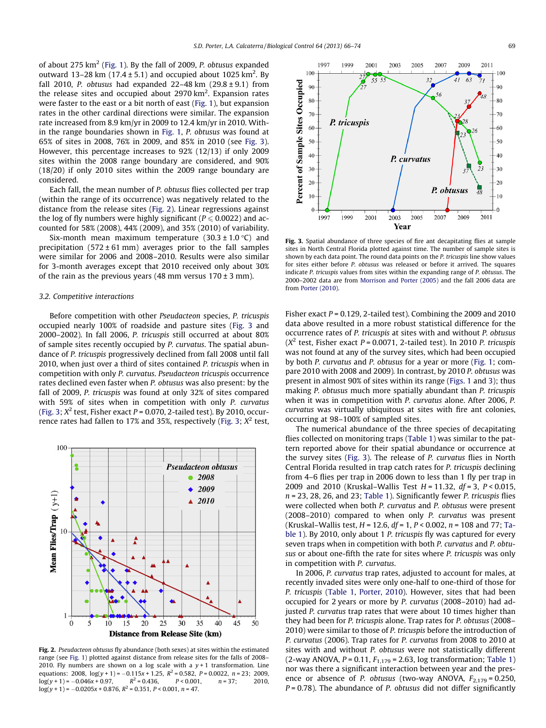of about 275 $km^2$ (Fig. 1). By the fall of 2009, *P. obtusus* expanded outward 13–28 km (17.4 ± 5.1) and occupied about 1025 $km^2$. By fall 2010, *P. obtusus* had expanded 22–48 km (29.8 ± 9.1) from the release sites and occupied about 2970 $km^2$. Expansion rates were faster to the east or a bit north of east (Fig. 1), but expansion rates in the other cardinal directions were similar. The expansion rate increased from 8.9 km/yr in 2009 to 12.4 km/yr in 2010. Within the range boundaries shown in Fig. 1, *P. obtusus* was found at 65% of sites in 2008, 76% in 2009, and 85% in 2010 (see Fig. 3). However, this percentage increases to 92% (12/13) if only 2009 sites within the 2008 range boundary are considered, and 90% (18/20) if only 2010 sites within the 2009 range boundary are considered.

Each fall, the mean number of *P. obtusus* flies collected per trap (within the range of its occurrence) was negatively related to the distance from the release sites (Fig. 2). Linear regressions against the log of fly numbers were highly significant ($P \leq 0.0022$) and accounted for 58% (2008), 44% (2009), and 35% (2010) of variability.

Six-month mean maximum temperature (30.3 ± 1.0 °C) and precipitation (572 ± 61 mm) averages prior to the fall samples were similar for 2006 and 2008–2010. Results were also similar for 3-month averages except that 2010 received only about 30% of the rain as the previous years (48 mm versus 170 ± 3 mm).

### 3.2. Competitive interactions

Before competition with other *Pseudacteon* species, *P. tricuspis* occupied nearly 100% of roadside and pasture sites (Fig. 3 and 2000–2002). In fall 2006, *P. tricuspis* still occurred at about 80% of sample sites recently occupied by *P. curvatus*. The spatial abundance of *P. tricuspis* progressively declined from fall 2008 until fall 2010, when just over a third of sites contained *P. tricuspis* when in competition with only *P. curvatus*. *Pseudacteon tricuspis* occurrence rates declined even faster when *P. obtusus* was also present: by the fall of 2009, *P. tricuspis* was found at only 32% of sites compared with 59% of sites when in competition with only *P. curvatus* (Fig. 3; $X^2$ test, Fisher exact $P = 0.070$, 2-tailed test). By 2010, occurrence rates had fallen to 17% and 35%, respectively (Fig. 3; $X^2$ test, Fisher exact $P = 0.129$, 2-tailed test). Combining the 2009 and 2010 data above resulted in a more robust statistical difference for the occurrence rates of *P. tricuspis* at sites with and without *P. obtusus* ($X^2$ test, Fisher exact $P = 0.0071$, 2-tailed test). In 2010 *P. tricuspis* was not found at any of the survey sites, which had been occupied by both *P. curvatus* and *P. obtusus* for a year or more (Fig. 1; compare 2010 with 2008 and 2009). In contrast, by 2010 *P. obtusus* was present in almost 90% of sites within its range (Figs. 1 and 3); thus making *P. obtusus* much more spatially abundant than *P. tricuspis* when it was in competition with *P. curvatus* alone. After 2006, *P. curvatus* was virtually ubiquitous at sites with fire ant colonies, occurring at 98–100% of sampled sites.

Fig. 2. *Pseudacteon obtusus* fly abundance (both sexes) at sites within the estimated range (see Fig. 1) plotted against distance from release sites for the falls of 2008–2010. Fly numbers are shown on a log scale with a $y + 1$ transformation. Line equations: 2008, $\log(y + 1) = -0.115x + 1.25$, $R^2 = 0.582$, $P = 0.0022$, $n = 23$; 2009, $\log(y + 1) = -0.046x + 0.97$, $R^2 = 0.436$, $P < 0.001$, $n = 37$; 2010, $\log(y + 1) = -0.0205x + 0.876$, $R^2 = 0.351$, $P < 0.001$, $n = 47$.

Fig. 3. Spatial abundance of three species of fire ant decapitating flies at sample sites in North Central Florida plotted against time. The number of sample sites is shown by each data point. The round data points on the *P. tricuspis* line show values for sites either before *P. obtusus* was released or before it arrived. The squares indicate *P. tricuspis* values from sites within the expanding range of *P. obtusus*. The 2000–2002 data are from Morrison and Porter (2005) and the fall 2006 data are from Porter (2010).

The numerical abundance of the three species of decapitating flies collected on monitoring traps (Table 1) was similar to the pattern reported above for their spatial abundance or occurrence at the survey sites (Fig. 3). The release of *P. curvatus* flies in North Central Florida resulted in trap catch rates for *P. tricuspis* declining from 4–6 flies per trap in 2006 down to less than 1 fly per trap in 2009 and 2010 (Kruskal–Wallis Test $H = 11.32$, $df = 3$, $P < 0.015$, $n = 23$, 28, 26, and 23; Table 1). Significantly fewer *P. tricuspis* flies were collected when both *P. curvatus* and *P. obtusus* were present (2008–2010) compared to when only *P. curvatus* was present (Kruskal–Wallis test, $H = 12.6$, $df = 1$, $P < 0.002$, $n = 108$ and 77; Table 1). By 2010, only about 1 *P. tricuspis* fly was captured for every seven traps when in competition with both *P. curvatus* and *P. obtusus* or about one-fifth the rate for sites where *P. tricuspis* was only in competition with *P. curvatus*.

In 2006, *P. curvatus* trap rates, adjusted to account for males, at recently invaded sites were only one-half to one-third of those for *P. tricuspis* (Table 1, Porter, 2010). However, sites that had been occupied for 2 years or more by *P. curvatus* (2008–2010) had adjusted *P. curvatus* trap rates that were about 10 times higher than they had been for *P. tricuspis* alone. Trap rates for *P. obtusus* (2008–2010) were similar to those of *P. tricuspis* before the introduction of *P. curvatus* (2006). Trap rates for *P. curvatus* from 2008 to 2010 at sites with and without *P. obtusus* were not statistically different (2-way ANOVA, $P = 0.11$, $F_{1,179} = 2.63$, log transformation; Table 1) nor was there a significant interaction between year and the presence or absence of *P. obtusus* (two-way ANOVA, $F_{2,179} = 0.250$, $P = 0.78$). The abundance of *P. obtusus* did not differ significantly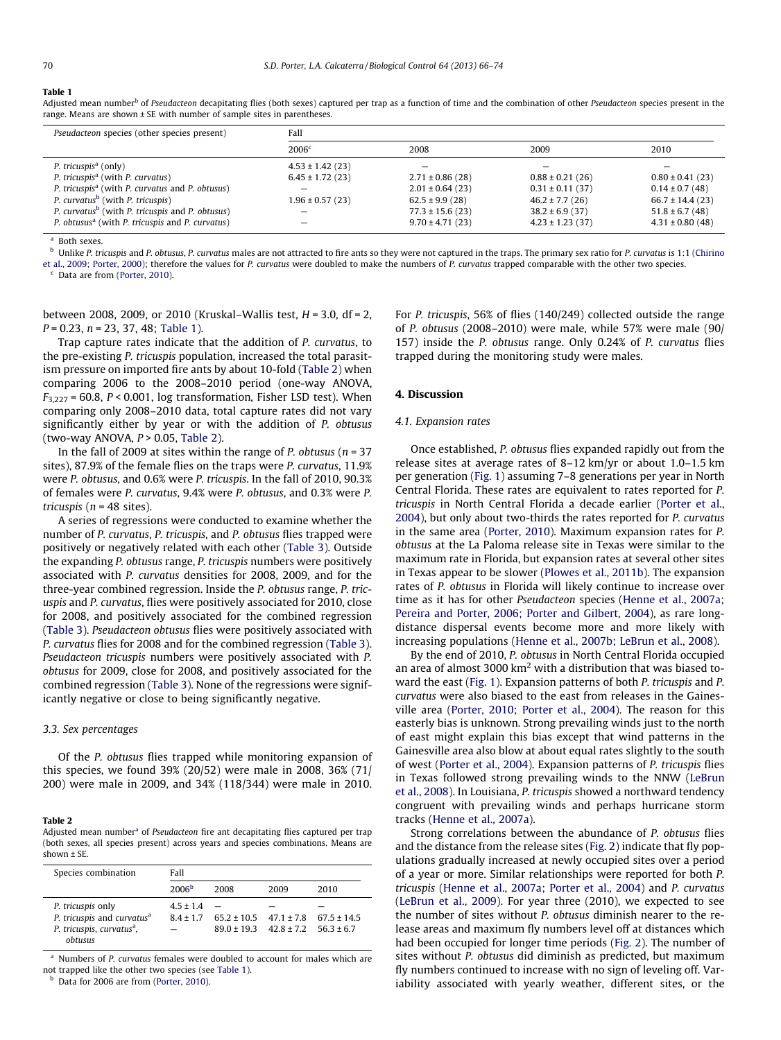**Table 1**
Adjusted mean number[b] of *Pseudacteon* decapitating flies (both sexes) captured per trap as a function of time and the combination of other *Pseudacteon* species present in the range. Means are shown ± SE with number of sample sites in parentheses.

| *Pseudacteon* species (other species present) | Fall | | | |
|---|---|---|---|---|
| | 2006[c] | 2008 | 2009 | 2010 |
| *P. tricuspis*[a] (only) | 4.53 ± 1.42 (23) | – | – | – |
| *P. tricuspis*[a] (with *P. curvatus*) | 6.45 ± 1.72 (23) | 2.71 ± 0.86 (28) | 0.88 ± 0.21 (26) | 0.80 ± 0.41 (23) |
| *P. tricuspis*[a] (with *P. curvatus* and *P. obtusus*) | – | 2.01 ± 0.64 (23) | 0.31 ± 0.11 (37) | 0.14 ± 0.7 (48) |
| *P. curvatus*[b] (with *P. tricuspis*) | 1.96 ± 0.57 (23) | 62.5 ± 9.9 (28) | 46.2 ± 7.7 (26) | 66.7 ± 14.4 (23) |
| *P. curvatus*[b] (with *P. tricuspis* and *P. obtusus*) | – | 77.3 ± 15.6 (23) | 38.2 ± 6.9 (37) | 51.8 ± 6.7 (48) |
| *P. obtusus*[a] (with *P. tricuspis* and *P. curvatus*) | – | 9.70 ± 4.71 (23) | 4.23 ± 1.23 (37) | 4.31 ± 0.80 (48) |

[a] Both sexes.
[b] Unlike *P. tricuspis* and *P. obtusus*, *P. curvatus* males are not attracted to fire ants so they were not captured in the traps. The primary sex ratio for *P. curvatus* is 1:1 (Chirino et al., 2009; Porter, 2000); therefore the values for *P. curvatus* were doubled to make the numbers of *P. curvatus* trapped comparable with the other two species.
[c] Data are from (Porter, 2010).

between 2008, 2009, or 2010 (Kruskal–Wallis test, $H = 3.0$, df = 2, $P = 0.23$, $n = 23, 37, 48$; Table 1).

Trap capture rates indicate that the addition of *P. curvatus*, to the pre-existing *P. tricuspis* population, increased the total parasitism pressure on imported fire ants by about 10-fold (Table 2) when comparing 2006 to the 2008–2010 period (one-way ANOVA, $F_{3,227} = 60.8$, $P < 0.001$, log transformation, Fisher LSD test). When comparing only 2008–2010 data, total capture rates did not vary significantly either by year or with the addition of *P. obtusus* (two-way ANOVA, $P > 0.05$, Table 2).

In the fall of 2009 at sites within the range of *P. obtusus* ($n = 37$ sites), 87.9% of the female flies on the traps were *P. curvatus*, 11.9% were *P. obtusus*, and 0.6% were *P. tricuspis*. In the fall of 2010, 90.3% of females were *P. curvatus*, 9.4% were *P. obtusus*, and 0.3% were *P. tricuspis* ($n = 48$ sites).

A series of regressions were conducted to examine whether the number of *P. curvatus*, *P. tricuspis*, and *P. obtusus* flies trapped were positively or negatively related with each other (Table 3). Outside the expanding *P. obtusus* range, *P. tricuspis* numbers were positively associated with *P. curvatus* densities for 2008, 2009, and for the three-year combined regression. Inside the *P. obtusus* range, *P. tricuspis* and *P. curvatus*, flies were positively associated for 2010, close for 2008, and positively associated for the combined regression (Table 3). *Pseudacteon obtusus* flies were positively associated with *P. curvatus* flies for 2008 and for the combined regression (Table 3). *Pseudacteon tricuspis* numbers were positively associated with *P. obtusus* for 2009, close for 2008, and positively associated for the combined regression (Table 3). None of the regressions were significantly negative or close to being significantly negative.

### 3.3. Sex percentages

Of the *P. obtusus* flies trapped while monitoring expansion of this species, we found 39% (20/52) were male in 2008, 36% (71/200) were male in 2009, and 34% (118/344) were male in 2010.

**Table 2**
Adjusted mean number[a] of *Pseudacteon* fire ant decapitating flies captured per trap (both sexes, all species present) across years and species combinations. Means are shown ± SE.

| Species combination | Fall | | | |
|---|---|---|---|---|
| | 2006[b] | 2008 | 2009 | 2010 |
| *P. tricuspis* only | 4.5 ± 1.4 | – | – | – |
| *P. tricuspis* and *curvatus*[a] | 8.4 ± 1.7 | 65.2 ± 10.5 | 47.1 ± 7.8 | 67.5 ± 14.5 |
| *P. tricuspis*, *curvatus*[a], *obtusus* | – | 89.0 ± 19.3 | 42.8 ± 7.2 | 56.3 ± 6.7 |

[a] Numbers of *P. curvatus* females were doubled to account for males which are not trapped like the other two species (see Table 1).
[b] Data for 2006 are from (Porter, 2010).

For *P. tricuspis*, 56% of flies (140/249) collected outside the range of *P. obtusus* (2008–2010) were male, while 57% were male (90/157) inside the *P. obtusus* range. Only 0.24% of *P. curvatus* flies trapped during the monitoring study were males.

## 4. Discussion

### 4.1. Expansion rates

Once established, *P. obtusus* flies expanded rapidly out from the release sites at average rates of 8–12 km/yr or about 1.0–1.5 km per generation (Fig. 1) assuming 7–8 generations per year in North Central Florida. These rates are equivalent to rates reported for *P. tricuspis* in North Central Florida a decade earlier (Porter et al., 2004), but only about two-thirds the rates reported for *P. curvatus* in the same area (Porter, 2010). Maximum expansion rates for *P. obtusus* at the La Paloma release site in Texas were similar to the maximum rate in Florida, but expansion rates at several other sites in Texas appear to be slower (Plowes et al., 2011b). The expansion rates of *P. obtusus* in Florida will likely continue to increase over time as it has for other *Pseudacteon* species (Henne et al., 2007a; Pereira and Porter, 2006; Porter and Gilbert, 2004), as rare long-distance dispersal events become more and more likely with increasing populations (Henne et al., 2007b; LeBrun et al., 2008).

By the end of 2010, *P. obtusus* in North Central Florida occupied an area of almost 3000 km$^2$ with a distribution that was biased toward the east (Fig. 1). Expansion patterns of both *P. tricuspis* and *P. curvatus* were also biased to the east from releases in the Gainesville area (Porter, 2010; Porter et al., 2004). The reason for this easterly bias is unknown. Strong prevailing winds just to the north of east might explain this bias except that wind patterns in the Gainesville area also blow at about equal rates slightly to the south of west (Porter et al., 2004). Expansion patterns of *P. tricuspis* flies in Texas followed strong prevailing winds to the NNW (LeBrun et al., 2008). In Louisiana, *P. tricuspis* showed a northward tendency congruent with prevailing winds and perhaps hurricane storm tracks (Henne et al., 2007a).

Strong correlations between the abundance of *P. obtusus* flies and the distance from the release sites (Fig. 2) indicate that fly populations gradually increased at newly occupied sites over a period of a year or more. Similar relationships were reported for both *P. tricuspis* (Henne et al., 2007a; Porter et al., 2004) and *P. curvatus* (LeBrun et al., 2009). For year three (2010), we expected to see the number of sites without *P. obtusus* diminish nearer to the release areas and maximum fly numbers level off at distances which had been occupied for longer time periods (Fig. 2). The number of sites without *P. obtusus* did diminish as predicted, but maximum fly numbers continued to increase with no sign of leveling off. Variability associated with yearly weather, different sites, or the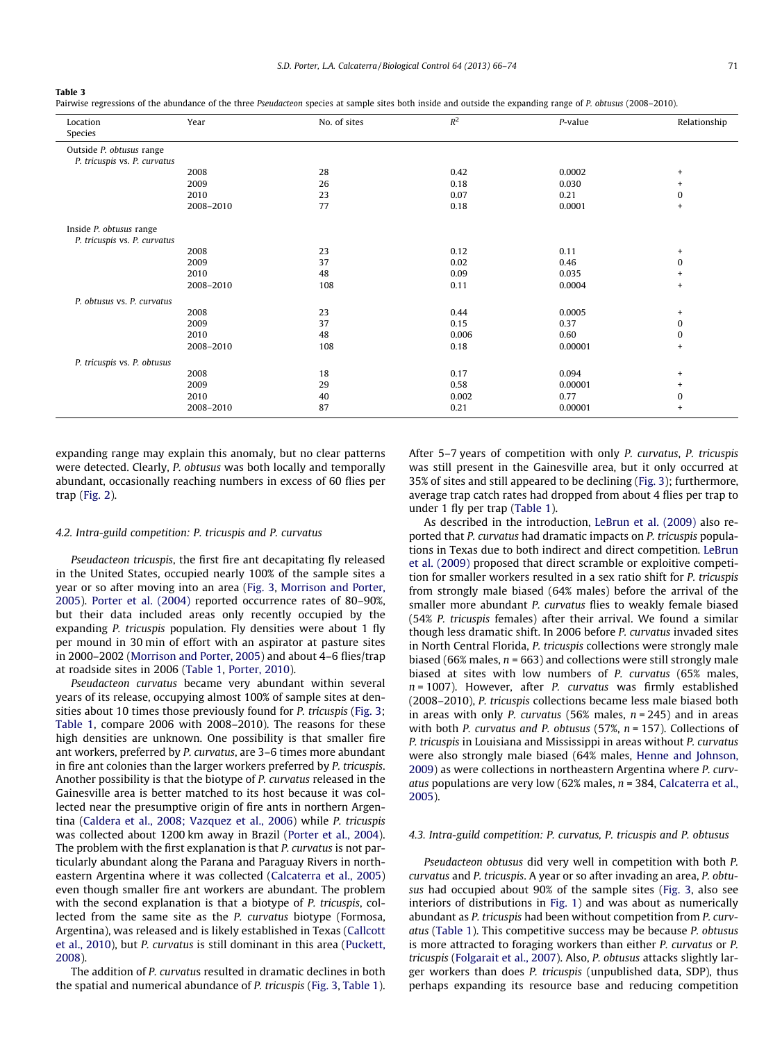**Table 3**
Pairwise regressions of the abundance of the three *Pseudacteon* species at sample sites both inside and outside the expanding range of *P. obtusus* (2008–2010).

| Location<br>Species | Year | No. of sites | $R^2$ | P-value | Relationship |
|---|---|---|---|---|---|
| Outside *P. obtusus* range | | | | | |
| *P. tricuspis* vs. *P. curvatus* | | | | | |
| | 2008 | 28 | 0.42 | 0.0002 | + |
| | 2009 | 26 | 0.18 | 0.030 | + |
| | 2010 | 23 | 0.07 | 0.21 | 0 |
| | 2008–2010 | 77 | 0.18 | 0.0001 | + |
| Inside *P. obtusus* range | | | | | |
| *P. tricuspis* vs. *P. curvatus* | | | | | |
| | 2008 | 23 | 0.12 | 0.11 | + |
| | 2009 | 37 | 0.02 | 0.46 | 0 |
| | 2010 | 48 | 0.09 | 0.035 | + |
| | 2008–2010 | 108 | 0.11 | 0.0004 | + |
| *P. obtusus* vs. *P. curvatus* | | | | | |
| | 2008 | 23 | 0.44 | 0.0005 | + |
| | 2009 | 37 | 0.15 | 0.37 | 0 |
| | 2010 | 48 | 0.006 | 0.60 | 0 |
| | 2008–2010 | 108 | 0.18 | 0.00001 | + |
| *P. tricuspis* vs. *P. obtusus* | | | | | |
| | 2008 | 18 | 0.17 | 0.094 | + |
| | 2009 | 29 | 0.58 | 0.00001 | + |
| | 2010 | 40 | 0.002 | 0.77 | 0 |
| | 2008–2010 | 87 | 0.21 | 0.00001 | + |

expanding range may explain this anomaly, but no clear patterns were detected. Clearly, *P. obtusus* was both locally and temporally abundant, occasionally reaching numbers in excess of 60 flies per trap (Fig. 2).

### 4.2. Intra-guild competition: *P. tricuspis* and *P. curvatus*

*Pseudacteon tricuspis*, the first fire ant decapitating fly released in the United States, occupied nearly 100% of the sample sites a year or so after moving into an area (Fig. 3, Morrison and Porter, 2005). Porter et al. (2004) reported occurrence rates of 80–90%, but their data included areas only recently occupied by the expanding *P. tricuspis* population. Fly densities were about 1 fly per mound in 30 min of effort with an aspirator at pasture sites in 2000–2002 (Morrison and Porter, 2005) and about 4–6 flies/trap at roadside sites in 2006 (Table 1, Porter, 2010).

*Pseudacteon curvatus* became very abundant within several years of its release, occupying almost 100% of sample sites at densities about 10 times those previously found for *P. tricuspis* (Fig. 3; Table 1, compare 2006 with 2008–2010). The reasons for these high densities are unknown. One possibility is that smaller fire ant workers, preferred by *P. curvatus*, are 3–6 times more abundant in fire ant colonies than the larger workers preferred by *P. tricuspis*. Another possibility is that the biotype of *P. curvatus* released in the Gainesville area is better matched to its host because it was collected near the presumptive origin of fire ants in northern Argentina (Caldera et al., 2008; Vazquez et al., 2006) while *P. tricuspis* was collected about 1200 km away in Brazil (Porter et al., 2004). The problem with the first explanation is that *P. curvatus* is not particularly abundant along the Parana and Paraguay Rivers in northeastern Argentina where it was collected (Calcaterra et al., 2005) even though smaller fire ant workers are abundant. The problem with the second explanation is that a biotype of *P. tricuspis*, collected from the same site as the *P. curvatus* biotype (Formosa, Argentina), was released and is likely established in Texas (Callcott et al., 2010), but *P. curvatus* is still dominant in this area (Puckett, 2008).

The addition of *P. curvatus* resulted in dramatic declines in both the spatial and numerical abundance of *P. tricuspis* (Fig. 3, Table 1). After 5–7 years of competition with only *P. curvatus*, *P. tricuspis* was still present in the Gainesville area, but it only occurred at 35% of sites and still appeared to be declining (Fig. 3); furthermore, average trap catch rates had dropped from about 4 flies per trap to under 1 fly per trap (Table 1).

As described in the introduction, LeBrun et al. (2009) also reported that *P. curvatus* had dramatic impacts on *P. tricuspis* populations in Texas due to both indirect and direct competition. LeBrun et al. (2009) proposed that direct scramble or exploitive competition for smaller workers resulted in a sex ratio shift for *P. tricuspis* from strongly male biased (64% males) before the arrival of the smaller more abundant *P. curvatus* flies to weakly female biased (54% *P. tricuspis* females) after their arrival. We found a similar though less dramatic shift. In 2006 before *P. curvatus* invaded sites in North Central Florida, *P. tricuspis* collections were strongly male biased (66% males, $n = 663$) and collections were still strongly male biased at sites with low numbers of *P. curvatus* (65% males, $n = 1007$). However, after *P. curvatus* was firmly established (2008–2010), *P. tricuspis* collections became less male biased both in areas with only *P. curvatus* (56% males, $n = 245$) and in areas with both *P. curvatus and P. obtusus* (57%, $n = 157$). Collections of *P. tricuspis* in Louisiana and Mississippi in areas without *P. curvatus* were also strongly male biased (64% males, Henne and Johnson, 2009) as were collections in northeastern Argentina where *P. curvatus* populations are very low (62% males, $n = 384$, Calcaterra et al., 2005).

### 4.3. Intra-guild competition: *P. curvatus*, *P. tricuspis* and *P. obtusus*

*Pseudacteon obtusus* did very well in competition with both *P. curvatus* and *P. tricuspis*. A year or so after invading an area, *P. obtusus* had occupied about 90% of the sample sites (Fig. 3, also see interiors of distributions in Fig. 1) and was about as numerically abundant as *P. tricuspis* had been without competition from *P. curvatus* (Table 1). This competitive success may be because *P. obtusus* is more attracted to foraging workers than either *P. curvatus* or *P. tricuspis* (Folgarait et al., 2007). Also, *P. obtusus* attacks slightly larger workers than does *P. tricuspis* (unpublished data, SDP), thus perhaps expanding its resource base and reducing competition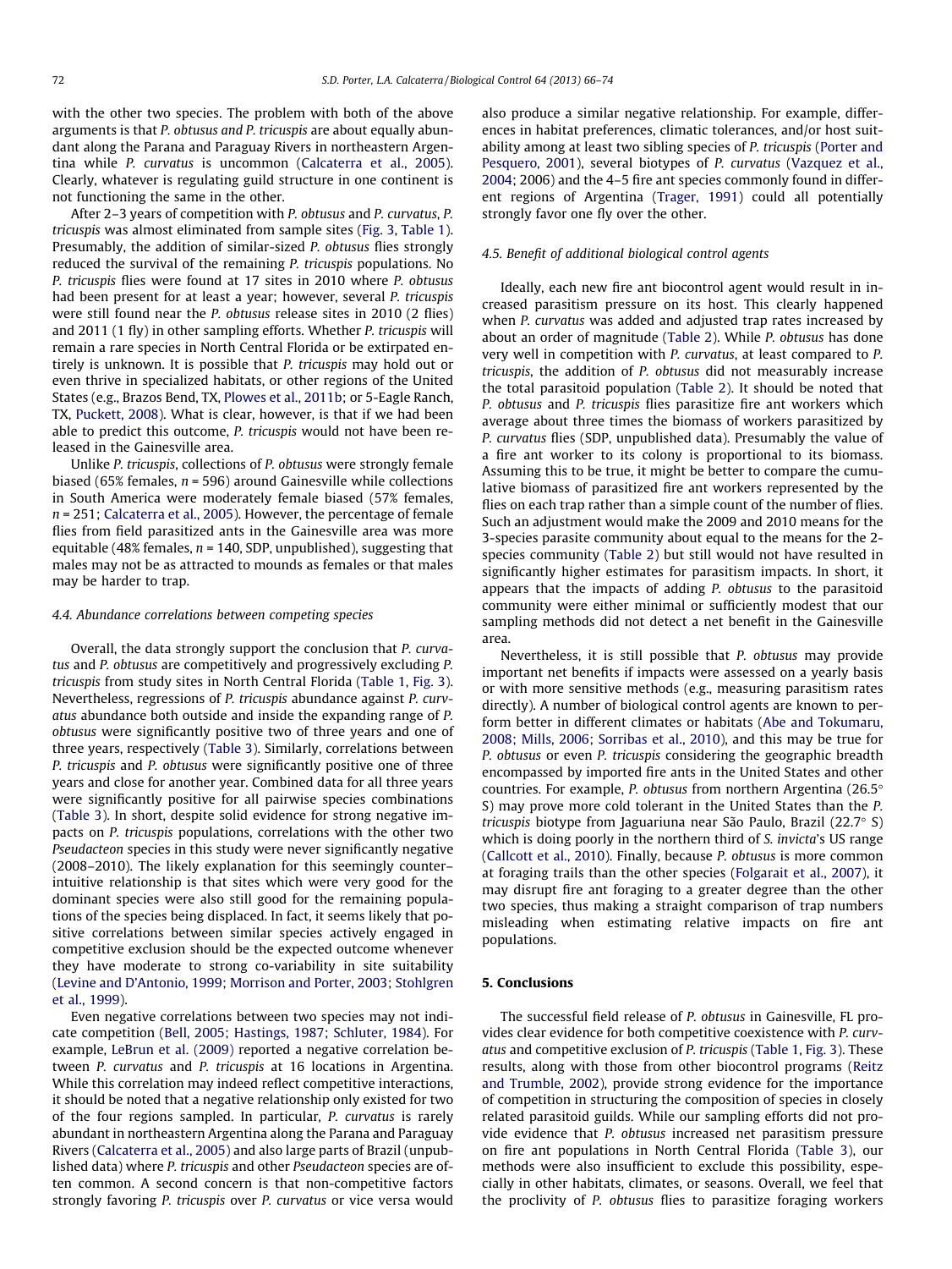with the other two species. The problem with both of the above arguments is that *P. obtusus and P. tricuspis* are about equally abundant along the Parana and Paraguay Rivers in northeastern Argentina while *P. curvatus* is uncommon (Calcaterra et al., 2005). Clearly, whatever is regulating guild structure in one continent is not functioning the same in the other.

After 2–3 years of competition with *P. obtusus* and *P. curvatus*, *P. tricuspis* was almost eliminated from sample sites (Fig. 3, Table 1). Presumably, the addition of similar-sized *P. obtusus* flies strongly reduced the survival of the remaining *P. tricuspis* populations. No *P. tricuspis* flies were found at 17 sites in 2010 where *P. obtusus* had been present for at least a year; however, several *P. tricuspis* were still found near the *P. obtusus* release sites in 2010 (2 flies) and 2011 (1 fly) in other sampling efforts. Whether *P. tricuspis* will remain a rare species in North Central Florida or be extirpated entirely is unknown. It is possible that *P. tricuspis* may hold out or even thrive in specialized habitats, or other regions of the United States (e.g., Brazos Bend, TX, Plowes et al., 2011b; or 5-Eagle Ranch, TX, Puckett, 2008). What is clear, however, is that if we had been able to predict this outcome, *P. tricuspis* would not have been released in the Gainesville area.

Unlike *P. tricuspis*, collections of *P. obtusus* were strongly female biased (65% females, $n = 596$) around Gainesville while collections in South America were moderately female biased (57% females, $n = 251$; Calcaterra et al., 2005). However, the percentage of female flies from field parasitized ants in the Gainesville area was more equitable (48% females, $n = 140$, SDP, unpublished), suggesting that males may not be as attracted to mounds as females or that males may be harder to trap.

### 4.4. Abundance correlations between competing species

Overall, the data strongly support the conclusion that *P. curvatus* and *P. obtusus* are competitively and progressively excluding *P. tricuspis* from study sites in North Central Florida (Table 1, Fig. 3). Nevertheless, regressions of *P. tricuspis* abundance against *P. curvatus* abundance both outside and inside the expanding range of *P. obtusus* were significantly positive two of three years and one of three years, respectively (Table 3). Similarly, correlations between *P. tricuspis* and *P. obtusus* were significantly positive one of three years and close for another year. Combined data for all three years were significantly positive for all pairwise species combinations (Table 3). In short, despite solid evidence for strong negative impacts on *P. tricuspis* populations, correlations with the other two *Pseudacteon* species in this study were never significantly negative (2008–2010). The likely explanation for this seemingly counter–intuitive relationship is that sites which were very good for the dominant species were also still good for the remaining populations of the species being displaced. In fact, it seems likely that positive correlations between similar species actively engaged in competitive exclusion should be the expected outcome whenever they have moderate to strong co-variability in site suitability (Levine and D'Antonio, 1999; Morrison and Porter, 2003; Stohlgren et al., 1999).

Even negative correlations between two species may not indicate competition (Bell, 2005; Hastings, 1987; Schluter, 1984). For example, LeBrun et al. (2009) reported a negative correlation between *P. curvatus* and *P. tricuspis* at 16 locations in Argentina. While this correlation may indeed reflect competitive interactions, it should be noted that a negative relationship only existed for two of the four regions sampled. In particular, *P. curvatus* is rarely abundant in northeastern Argentina along the Parana and Paraguay Rivers (Calcaterra et al., 2005) and also large parts of Brazil (unpublished data) where *P. tricuspis* and other *Pseudacteon* species are often common. A second concern is that non-competitive factors strongly favoring *P. tricuspis* over *P. curvatus* or vice versa would also produce a similar negative relationship. For example, differences in habitat preferences, climatic tolerances, and/or host suitability among at least two sibling species of *P. tricuspis* (Porter and Pesquero, 2001), several biotypes of *P. curvatus* (Vazquez et al., 2004; 2006) and the 4–5 fire ant species commonly found in different regions of Argentina (Trager, 1991) could all potentially strongly favor one fly over the other.

### 4.5. Benefit of additional biological control agents

Ideally, each new fire ant biocontrol agent would result in increased parasitism pressure on its host. This clearly happened when *P. curvatus* was added and adjusted trap rates increased by about an order of magnitude (Table 2). While *P. obtusus* has done very well in competition with *P. curvatus*, at least compared to *P. tricuspis*, the addition of *P. obtusus* did not measurably increase the total parasitoid population (Table 2). It should be noted that *P. obtusus* and *P. tricuspis* flies parasitize fire ant workers which average about three times the biomass of workers parasitized by *P. curvatus* flies (SDP, unpublished data). Presumably the value of a fire ant worker to its colony is proportional to its biomass. Assuming this to be true, it might be better to compare the cumulative biomass of parasitized fire ant workers represented by the flies on each trap rather than a simple count of the number of flies. Such an adjustment would make the 2009 and 2010 means for the 3-species parasite community about equal to the means for the 2-species community (Table 2) but still would not have resulted in significantly higher estimates for parasitism impacts. In short, it appears that the impacts of adding *P. obtusus* to the parasitoid community were either minimal or sufficiently modest that our sampling methods did not detect a net benefit in the Gainesville area.

Nevertheless, it is still possible that *P. obtusus* may provide important net benefits if impacts were assessed on a yearly basis or with more sensitive methods (e.g., measuring parasitism rates directly). A number of biological control agents are known to perform better in different climates or habitats (Abe and Tokumaru, 2008; Mills, 2006; Sorribas et al., 2010), and this may be true for *P. obtusus* or even *P. tricuspis* considering the geographic breadth encompassed by imported fire ants in the United States and other countries. For example, *P. obtusus* from northern Argentina (26.5° S) may prove more cold tolerant in the United States than the *P. tricuspis* biotype from Jaguariuna near São Paulo, Brazil (22.7° S) which is doing poorly in the northern third of *S. invicta*'s US range (Callcott et al., 2010). Finally, because *P. obtusus* is more common at foraging trails than the other species (Folgarait et al., 2007), it may disrupt fire ant foraging to a greater degree than the other two species, thus making a straight comparison of trap numbers misleading when estimating relative impacts on fire ant populations.

## 5. Conclusions

The successful field release of *P. obtusus* in Gainesville, FL provides clear evidence for both competitive coexistence with *P. curvatus* and competitive exclusion of *P. tricuspis* (Table 1, Fig. 3). These results, along with those from other biocontrol programs (Reitz and Trumble, 2002), provide strong evidence for the importance of competition in structuring the composition of species in closely related parasitoid guilds. While our sampling efforts did not provide evidence that *P. obtusus* increased net parasitism pressure on fire ant populations in North Central Florida (Table 3), our methods were also insufficient to exclude this possibility, especially in other habitats, climates, or seasons. Overall, we feel that the proclivity of *P. obtusus* flies to parasitize foraging workers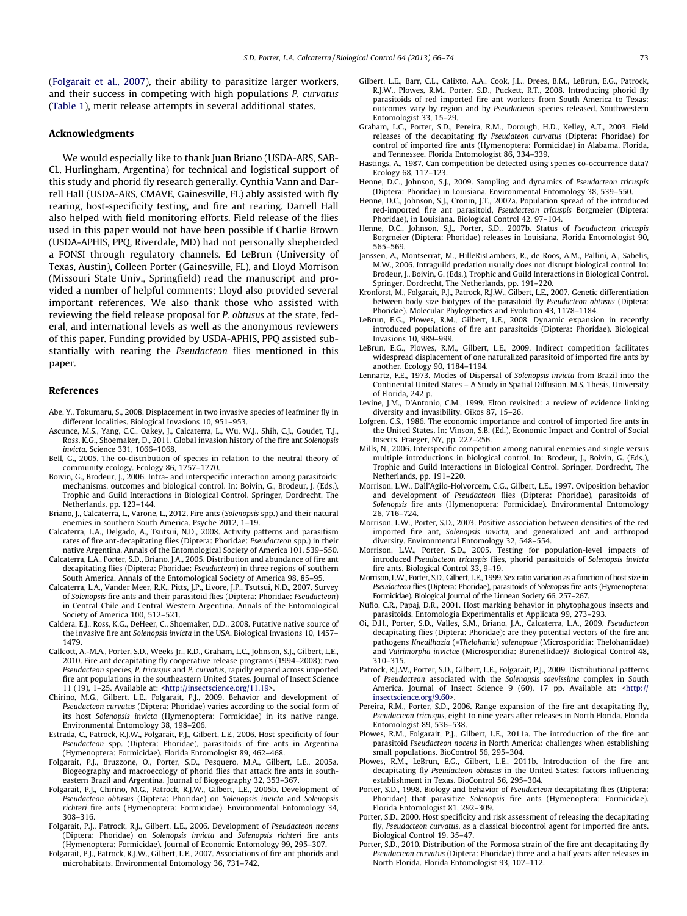(Folgarait et al., 2007), their ability to parasitize larger workers, and their success in competing with high populations *P. curvatus* (Table 1), merit release attempts in several additional states.

## Acknowledgments

We would especially like to thank Juan Briano (USDA-ARS, SABCL, Hurlingham, Argentina) for technical and logistical support of this study and phorid fly research generally. Cynthia Vann and Darrell Hall (USDA-ARS, CMAVE, Gainesville, FL) ably assisted with fly rearing, host-specificity testing, and fire ant rearing. Darrell Hall also helped with field monitoring efforts. Field release of the flies used in this paper would not have been possible if Charlie Brown (USDA-APHIS, PPQ, Riverdale, MD) had not personally shepherded a FONSI through regulatory channels. Ed LeBrun (University of Texas, Austin), Colleen Porter (Gainesville, FL), and Lloyd Morrison (Missouri State Univ., Springfield) read the manuscript and provided a number of helpful comments; Lloyd also provided several important references. We also thank those who assisted with reviewing the field release proposal for *P. obtusus* at the state, federal, and international levels as well as the anonymous reviewers of this paper. Funding provided by USDA-APHIS, PPQ assisted substantially with rearing the *Pseudacteon* flies mentioned in this paper.

## References

Abe, Y., Tokumaru, S., 2008. Displacement in two invasive species of leafminer fly in different localities. Biological Invasions 10, 951–953.

Ascunce, M.S., Yang, C.C., Oakey, J., Calcaterra, L., Wu, W.J., Shih, C.J., Goudet, T.J., Ross, K.G., Shoemaker, D., 2011. Global invasion history of the fire ant *Solenopsis invicta*. Science 331, 1066–1068.

Bell, G., 2005. The co-distribution of species in relation to the neutral theory of community ecology. Ecology 86, 1757–1770.

Boivin, G., Brodeur, J., 2006. Intra- and interspecific interaction among parasitoids: mechanisms, outcomes and biological control. In: Boivin, G., Brodeur, J. (Eds.), Trophic and Guild Interactions in Biological Control. Springer, Dordrecht, The Netherlands, pp. 123–144.

Briano, J., Calcaterra, L., Varone, L., 2012. Fire ants (*Solenopsis* spp.) and their natural enemies in southern South America. Psyche 2012, 1–19.

Calcaterra, L.A., Delgado, A., Tsutsui, N.D., 2008. Activity patterns and parasitism rates of fire ant-decapitating flies (Diptera: Phoridae: *Pseudacteon* spp.) in their native Argentina. Annals of the Entomological Society of America 101, 539–550.

Calcaterra, L.A., Porter, S.D., Briano, J.A., 2005. Distribution and abundance of fire ant decapitating flies (Diptera: Phoridae: *Pseudacteon*) in three regions of southern South America. Annals of the Entomological Society of America 98, 85–95.

Calcaterra, L.A., Vander Meer, R.K., Pitts, J.P., Livore, J.P., Tsutsui, N.D., 2007. Survey of *Solenopsis* fire ants and their parasitoid flies (Diptera: Phoridae: *Pseudacteon*) in Central Chile and Central Western Argentina. Annals of the Entomological Society of America 100, 512–521.

Caldera, E.J., Ross, K.G., DeHeer, C., Shoemaker, D.D., 2008. Putative native source of the invasive fire ant *Solenopsis invicta* in the USA. Biological Invasions 10, 1457–1479.

Callcott, A.-M.A., Porter, S.D., Weeks Jr., R.D., Graham, L.C., Johnson, S.J., Gilbert, L.E., 2010. Fire ant decapitating fly cooperative release programs (1994–2008): two *Pseudacteon* species, *P. tricuspis* and *P. curvatus*, rapidly expand across imported fire ant populations in the southeastern United States. Journal of Insect Science 11 (19), 1–25. Available at: <http://insectscience.org/11.19>.

Chirino, M.G., Gilbert, L.E., Folgarait, P.J., 2009. Behavior and development of *Pseudacteon curvatus* (Diptera: Phoridae) varies according to the social form of its host *Solenopsis invicta* (Hymenoptera: Formicidae) in its native range. Environmental Entomology 38, 198–206.

Estrada, C., Patrock, R.J.W., Folgarait, P.J., Gilbert, L.E., 2006. Host specificity of four *Pseudacteon* spp. (Diptera: Phoridae), parasitoids of fire ants in Argentina (Hymenoptera: Formicidae). Florida Entomologist 89, 462–468.

Folgarait, P.J., Bruzzone, O., Porter, S.D., Pesquero, M.A., Gilbert, L.E., 2005a. Biogeography and macroecology of phorid flies that attack fire ants in southeastern Brazil and Argentina. Journal of Biogeography 32, 353–367.

Folgarait, P.J., Chirino, M.G., Patrock, R.J.W., Gilbert, L.E., 2005b. Development of *Pseudacteon obtusus* (Diptera: Phoridae) on *Solenopsis invicta* and *Solenopsis richteri* fire ants (Hymenoptera: Formicidae). Environmental Entomology 34, 308–316.

Folgarait, P.J., Patrock, R.J., Gilbert, L.E., 2006. Development of *Pseudacteon nocens* (Diptera: Phoridae) on *Solenopsis invicta* and *Solenopsis richteri* fire ants (Hymenoptera: Formicidae). Journal of Economic Entomology 99, 295–307.

Folgarait, P.J., Patrock, R.J.W., Gilbert, L.E., 2007. Associations of fire ant phorids and microhabitats. Environmental Entomology 36, 731–742.

Gilbert, L.E., Barr, C.L., Calixto, A.A., Cook, J.L., Drees, B.M., LeBrun, E.G., Patrock, R.J.W., Plowes, R.M., Porter, S.D., Puckett, R.T., 2008. Introducing phorid fly parasitoids of red imported fire ant workers from South America to Texas: outcomes vary by region and by *Pseudacteon* species released. Southwestern Entomologist 33, 15–29.

Graham, L.C., Porter, S.D., Pereira, R.M., Dorough, H.D., Kelley, A.T., 2003. Field releases of the decapitating fly *Pseudateon curvatus* (Diptera: Phoridae) for control of imported fire ants (Hymenoptera: Formicidae) in Alabama, Florida, and Tennessee. Florida Entomologist 86, 334–339.

Hastings, A., 1987. Can competition be detected using species co-occurrence data? Ecology 68, 117–123.

Henne, D.C., Johnson, S.J., 2009. Sampling and dynamics of *Pseudacteon tricuspis* (Diptera: Phoridae) in Louisiana. Environmental Entomology 38, 539–550.

Henne, D.C., Johnson, S.J., Cronin, J.T., 2007a. Population spread of the introduced red-imported fire ant parasitoid, *Pseudacteon tricuspis* Borgmeier (Diptera: Phoridae), in Louisiana. Biological Control 42, 97–104.

Henne, D.C., Johnson, S.J., Porter, S.D., 2007b. Status of *Pseudacteon tricuspis* Borgmeier (Diptera: Phoridae) releases in Louisiana. Florida Entomologist 90, 565–569.

Janssen, A., Montserrat, M., HilleRisLambers, R., de Roos, A.M., Pallini, A., Sabelis, M.W., 2006. Intraguild predation usually does not disrupt biological control. In: Brodeur, J., Boivin, G. (Eds.), Trophic and Guild Interactions in Biological Control. Springer, Dordrecht, The Netherlands, pp. 191–220.

Kronforst, M., Folgarait, P.J., Patrock, R.J.W., Gilbert, L.E., 2007. Genetic differentiation between body size biotypes of the parasitoid fly *Pseudacteon obtusus* (Diptera: Phoridae). Molecular Phylogenetics and Evolution 43, 1178–1184.

LeBrun, E.G., Plowes, R.M., Gilbert, L.E., 2008. Dynamic expansion in recently introduced populations of fire ant parasitoids (Diptera: Phoridae). Biological Invasions 10, 989–999.

LeBrun, E.G., Plowes, R.M., Gilbert, L.E., 2009. Indirect competition facilitates widespread displacement of one naturalized parasitoid of imported fire ants by another. Ecology 90, 1184–1194.

Lennartz, F.E., 1973. Modes of Dispersal of *Solenopsis invicta* from Brazil into the Continental United States – A Study in Spatial Diffusion. M.S. Thesis, University of Florida, 242 p.

Levine, J.M., D'Antonio, C.M., 1999. Elton revisited: a review of evidence linking diversity and invasibility. Oikos 87, 15–26.

Lofgren, C.S., 1986. The economic importance and control of imported fire ants in the United States. In: Vinson, S.B. (Ed.), Economic Impact and Control of Social Insects. Praeger, NY, pp. 227–256.

Mills, N., 2006. Interspecific competition among natural enemies and single versus multiple introductions in biological control. In: Brodeur, J., Boivin, G. (Eds.), Trophic and Guild Interactions in Biological Control. Springer, Dordrecht, The Netherlands, pp. 191–220.

Morrison, L.W., Dall'Agilo-Holvorcem, C.G., Gilbert, L.E., 1997. Oviposition behavior and development of *Pseudacteon* flies (Diptera: Phoridae), parasitoids of *Solenopsis* fire ants (Hymenoptera: Formicidae). Environmental Entomology 26, 716–724.

Morrison, L.W., Porter, S.D., 2003. Positive association between densities of the red imported fire ant, *Solenopsis invicta*, and generalized ant and arthropod diversity. Environmental Entomology 32, 548–554.

Morrison, L.W., Porter, S.D., 2005. Testing for population-level impacts of introduced *Pseudacteon tricuspis* flies, phorid parasitoids of *Solenopsis invicta* fire ants. Biological Control 33, 9–19.

Morrison, L.W., Porter, S.D., Gilbert, L.E., 1999. Sex ratio variation as a function of host size in *Pseudacteon* flies (Diptera: Phoridae), parasitoids of *Solenopsis* fire ants (Hymenoptera: Formicidae). Biological Journal of the Linnean Society 66, 257–267.

Nufio, C.R., Papaj, D.R., 2001. Host marking behavior in phytophagous insects and parasitoids. Entomologia Experimentalis et Applicata 99, 273–293.

Oi, D.H., Porter, S.D., Valles, S.M., Briano, J.A., Calcaterra, L.A., 2009. *Pseudacteon* decapitating flies (Diptera: Phoridae): are they potential vectors of the fire ant pathogens *Kneallhazia* (=*Thelohania*) *solenopsae* (Microsporidia: Thelohaniidae) and *Vairimorpha invictae* (Microsporidia: Burenellidae)? Biological Control 48, 310–315.

Patrock, R.J.W., Porter, S.D., Gilbert, L.E., Folgarait, P.J., 2009. Distributional patterns of *Pseudacteon* associated with the *Solenopsis saevissima* complex in South America. Journal of Insect Science 9 (60), 17 pp. Available at: <http://insectscience.org/9.60>.

Pereira, R.M., Porter, S.D., 2006. Range expansion of the fire ant decapitating fly, *Pseudacteon tricuspis*, eight to nine years after releases in North Florida. Florida Entomologist 89, 536–538.

Plowes, R.M., Folgarait, P.J., Gilbert, L.E., 2011a. The introduction of the fire ant parasitoid *Pseudacteon nocens* in North America: challenges when establishing small populations. BioControl 56, 295–304.

Plowes, R.M., LeBrun, E.G., Gilbert, L.E., 2011b. Introduction of the fire ant decapitating fly *Pseudacteon obtusus* in the United States: factors influencing establishment in Texas. BioControl 56, 295–304.

Porter, S.D., 1998. Biology and behavior of *Pseudacteon* decapitating flies (Diptera: Phoridae) that parasitize *Solenopsis* fire ants (Hymenoptera: Formicidae). Florida Entomologist 81, 292–309.

Porter, S.D., 2000. Host specificity and risk assessment of releasing the decapitating fly, *Pseudacteon curvatus*, as a classical biocontrol agent for imported fire ants. Biological Control 19, 35–47.

Porter, S.D., 2010. Distribution of the Formosa strain of the fire ant decapitating fly *Pseudacteon curvatus* (Diptera: Phoridae) three and a half years after releases in North Florida. Florida Entomologist 93, 107–112.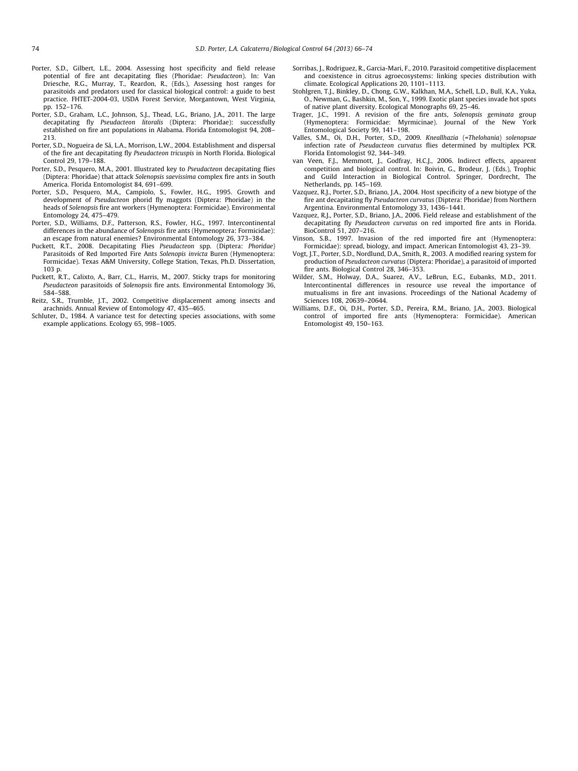Porter, S.D., Gilbert, L.E., 2004. Assessing host specificity and field release potential of fire ant decapitating flies (Phoridae: *Pseudacteon*). In: Van Driesche, R.G., Murray, T., Reardon, R., (Eds.), Assessing host ranges for parasitoids and predators used for classical biological control: a guide to best practice. FHTET-2004-03, USDA Forest Service, Morgantown, West Virginia, pp. 152–176.

Porter, S.D., Graham, L.C., Johnson, S.J., Thead, L.G., Briano, J.A., 2011. The large decapitating fly *Pseudacteon litoralis* (Diptera: Phoridae): successfully established on fire ant populations in Alabama. Florida Entomologist 94, 208–213.

Porter, S.D., Nogueira de Sá, L.A., Morrison, L.W., 2004. Establishment and dispersal of the fire ant decapitating fly *Pseudacteon tricuspis* in North Florida. Biological Control 29, 179–188.

Porter, S.D., Pesquero, M.A., 2001. Illustrated key to *Pseudacteon* decapitating flies (Diptera: Phoridae) that attack *Solenopsis saevissima* complex fire ants in South America. Florida Entomologist 84, 691–699.

Porter, S.D., Pesquero, M.A., Campiolo, S., Fowler, H.G., 1995. Growth and development of *Pseudacteon* phorid fly maggots (Diptera: Phoridae) in the heads of *Solenopsis* fire ant workers (Hymenoptera: Formicidae). Environmental Entomology 24, 475–479.

Porter, S.D., Williams, D.F., Patterson, R.S., Fowler, H.G., 1997. Intercontinental differences in the abundance of *Solenopsis* fire ants (Hymenoptera: Formicidae): an escape from natural enemies? Environmental Entomology 26, 373–384.

Puckett, R.T., 2008. Decapitating Flies *Pseudacteon* spp. (Diptera: *Phoridae*) Parasitoids of Red Imported Fire Ants *Solenopsis invicta* Buren (Hymenoptera: Formicidae). Texas A&M University, College Station, Texas, Ph.D. Dissertation, 103 p.

Puckett, R.T., Calixto, A., Barr, C.L., Harris, M., 2007. Sticky traps for monitoring *Pseudacteon* parasitoids of *Solenopsis* fire ants. Environmental Entomology 36, 584–588.

Reitz, S.R., Trumble, J.T., 2002. Competitive displacement among insects and arachnids. Annual Review of Entomology 47, 435–465.

Schluter, D., 1984. A variance test for detecting species associations, with some example applications. Ecology 65, 998–1005.

Sorribas, J., Rodriguez, R., Garcia-Mari, F., 2010. Parasitoid competitive displacement and coexistence in citrus agroecosystems: linking species distribution with climate. Ecological Applications 20, 1101–1113.

Stohlgren, T.J., Binkley, D., Chong, G.W., Kalkhan, M.A., Schell, L.D., Bull, K.A., Yuka, O., Newman, G., Bashkin, M., Son, Y., 1999. Exotic plant species invade hot spots of native plant diversity. Ecological Monographs 69, 25–46.

Trager, J.C., 1991. A revision of the fire ants, *Solenopsis geminata* group (Hymenoptera: Formicidae: Myrmicinae). Journal of the New York Entomological Society 99, 141–198.

Valles, S.M., Oi, D.H., Porter, S.D., 2009. *Kneallhazia* (=*Thelohania*) *solenopsae* infection rate of *Pseudacteon curvatus* flies determined by multiplex PCR. Florida Entomologist 92, 344–349.

van Veen, F.J., Memmott, J., Godfray, H.C.J., 2006. Indirect effects, apparent competition and biological control. In: Boivin, G., Brodeur, J. (Eds.), Trophic and Guild Interaction in Biological Control. Springer, Dordrecht, The Netherlands, pp. 145–169.

Vazquez, R.J., Porter, S.D., Briano, J.A., 2004. Host specificity of a new biotype of the fire ant decapitating fly *Pseudacteon curvatus* (Diptera: Phoridae) from Northern Argentina. Environmental Entomology 33, 1436–1441.

Vazquez, R.J., Porter, S.D., Briano, J.A., 2006. Field release and establishment of the decapitating fly *Pseudacteon curvatus* on red imported fire ants in Florida. BioControl 51, 207–216.

Vinson, S.B., 1997. Invasion of the red imported fire ant (Hymenoptera: Formicidae): spread, biology, and impact. American Entomologist 43, 23–39.

Vogt, J.T., Porter, S.D., Nordlund, D.A., Smith, R., 2003. A modified rearing system for production of *Pseudacteon curvatus* (Diptera: Phoridae), a parasitoid of imported fire ants. Biological Control 28, 346–353.

Wilder, S.M., Holway, D.A., Suarez, A.V., LeBrun, E.G., Eubanks, M.D., 2011. Intercontinental differences in resource use reveal the importance of mutualisms in fire ant invasions. Proceedings of the National Academy of Sciences 108, 20639–20644.

Williams, D.F., Oi, D.H., Porter, S.D., Pereira, R.M., Briano, J.A., 2003. Biological control of imported fire ants (Hymenoptera: Formicidae). American Entomologist 49, 150–163.